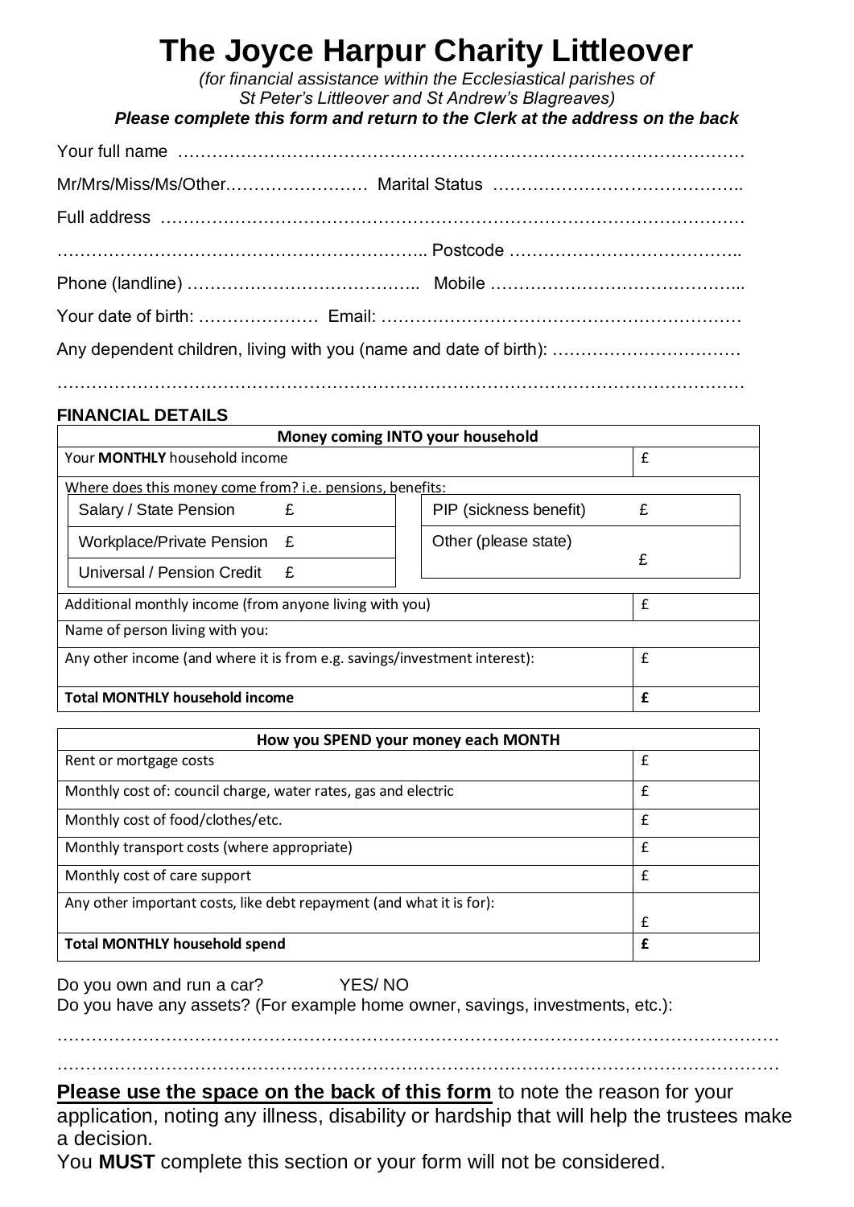# The Joyce Harpur Charity Littleover

*(for financial assistance within the Ecclesiastical parishes of St Peter's Littleover and St Andrew's Blagreaves)*

***Please complete this form and return to the Clerk at the address on the back***

Your full name ……………………………………………………………………………………

Mr/Mrs/Miss/Ms/Other…………………… Marital Status ……………………………………..

Full address ……………………………………………………………………………………

…………………………………………………….. Postcode …………………………………..

Phone (landline) ………………………………….. Mobile ……………………………………..

Your date of birth: ………………… Email: ……………………………………………………

Any dependent children, living with you (name and date of birth): ……………………………

……………………………………………………………………………………………………

**FINANCIAL DETAILS**

| Money coming INTO your household | |
|---|---|
| Your **MONTHLY** household income | £ |
| Where does this money come from? i.e. pensions, benefits: | |
| Salary / State Pension £ | |
| Workplace/Private Pension £ | |
| Universal / Pension Credit £ | |
| PIP (sickness benefit) £ | |
| Other (please state) £ | |
| Additional monthly income (from anyone living with you) | £ |
| Name of person living with you: | |
| Any other income (and where it is from e.g. savings/investment interest): | £ |
| **Total MONTHLY household income** | **£** |

| How you SPEND your money each MONTH | |
|---|---|
| Rent or mortgage costs | £ |
| Monthly cost of: council charge, water rates, gas and electric | £ |
| Monthly cost of food/clothes/etc. | £ |
| Monthly transport costs (where appropriate) | £ |
| Monthly cost of care support | £ |
| Any other important costs, like debt repayment (and what it is for): | £ |
| **Total MONTHLY household spend** | **£** |

Do you own and run a car? YES/ NO

Do you have any assets? (For example home owner, savings, investments, etc.):

……………………………………………………………………………………………………

……………………………………………………………………………………………………

**Please use the space on the back of this form** to note the reason for your application, noting any illness, disability or hardship that will help the trustees make a decision.

You **MUST** complete this section or your form will not be considered.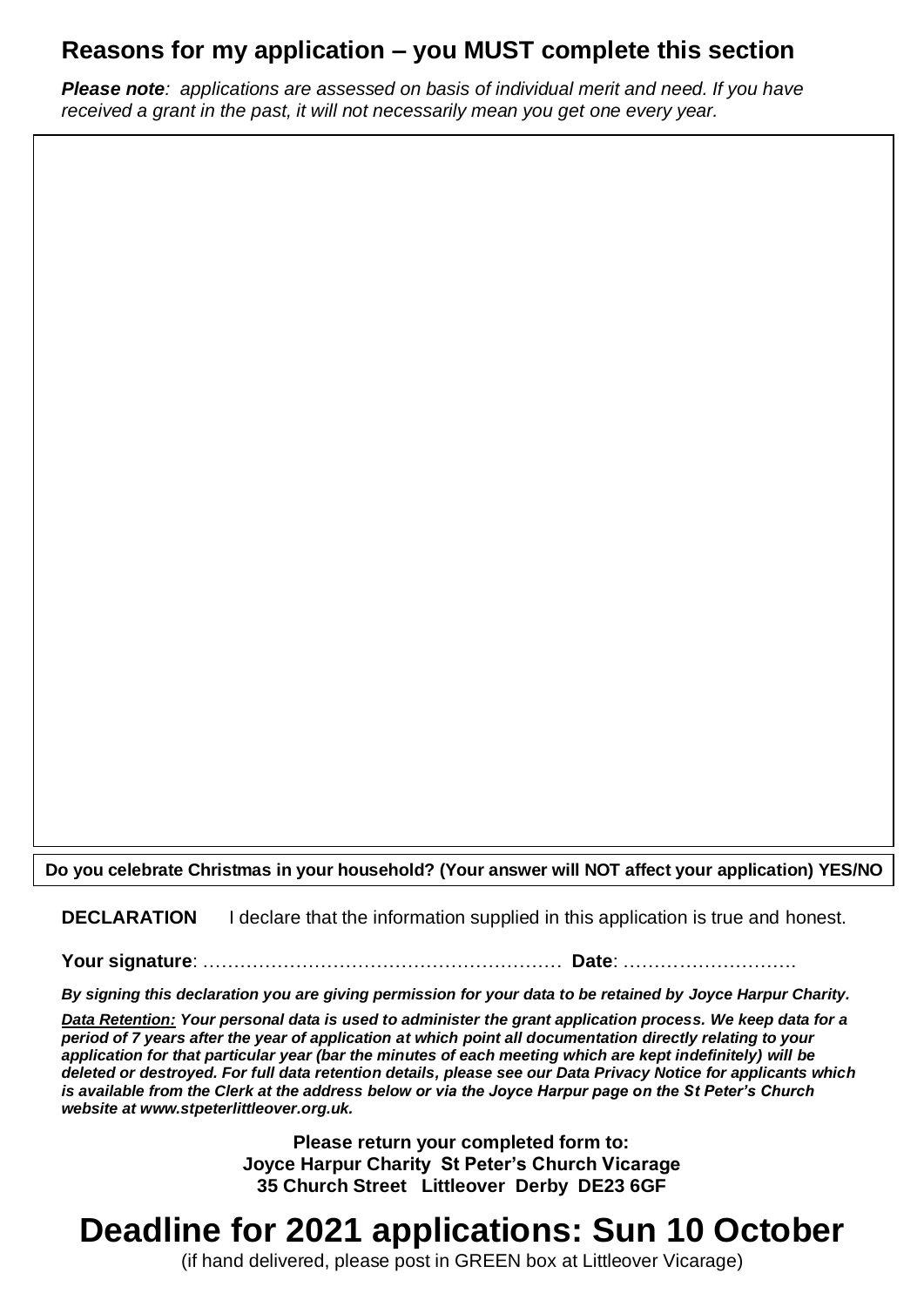## Reasons for my application – you MUST complete this section

***Please note**: applications are assessed on basis of individual merit and need. If you have received a grant in the past, it will not necessarily mean you get one every year.*

**Do you celebrate Christmas in your household? (Your answer will NOT affect your application) YES/NO**

**DECLARATION** I declare that the information supplied in this application is true and honest.

**Your signature**: …………………………………………………… **Date**: ……………………….

***By signing this declaration you are giving permission for your data to be retained by Joyce Harpur Charity.***

***<u>Data Retention:</u> Your personal data is used to administer the grant application process. We keep data for a period of 7 years after the year of application at which point all documentation directly relating to your application for that particular year (bar the minutes of each meeting which are kept indefinitely) will be deleted or destroyed. For full data retention details, please see our Data Privacy Notice for applicants which is available from the Clerk at the address below or via the Joyce Harpur page on the St Peter's Church website at www.stpeterlittleover.org.uk.***

**Please return your completed form to:**
**Joyce Harpur Charity St Peter's Church Vicarage**
**35 Church Street Littleover Derby DE23 6GF**

# Deadline for 2021 applications: Sun 10 October

(if hand delivered, please post in GREEN box at Littleover Vicarage)